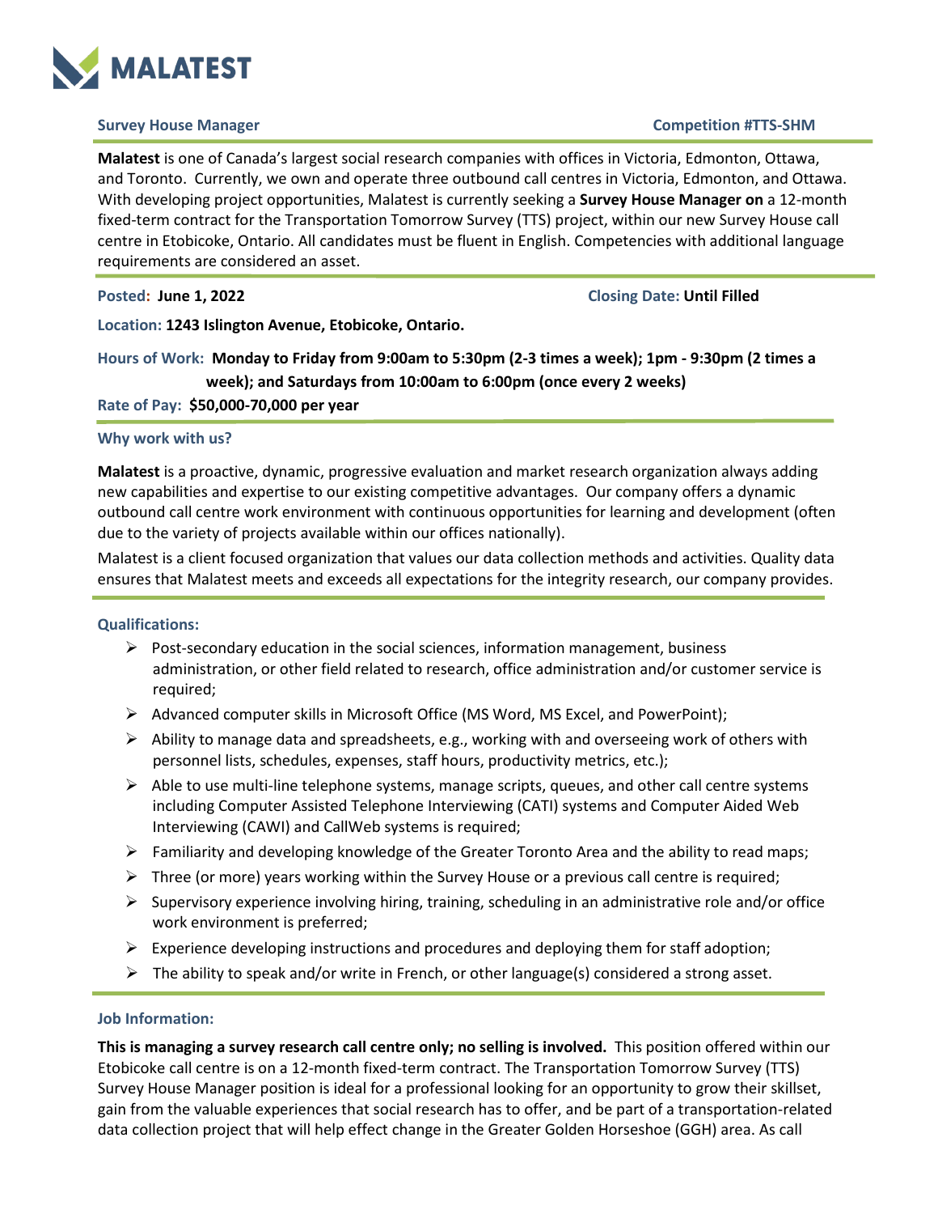# MALATEST

**Survey House Manager** **Competition #TTS-SHM**

**Malatest** is one of Canada's largest social research companies with offices in Victoria, Edmonton, Ottawa, and Toronto. Currently, we own and operate three outbound call centres in Victoria, Edmonton, and Ottawa. With developing project opportunities, Malatest is currently seeking a **Survey House Manager on** a 12-month fixed-term contract for the Transportation Tomorrow Survey (TTS) project, within our new Survey House call centre in Etobicoke, Ontario. All candidates must be fluent in English. Competencies with additional language requirements are considered an asset.

**Posted: June 1, 2022** **Closing Date: Until Filled**

**Location: 1243 Islington Avenue, Etobicoke, Ontario.**

**Hours of Work: Monday to Friday from 9:00am to 5:30pm (2-3 times a week); 1pm - 9:30pm (2 times a week); and Saturdays from 10:00am to 6:00pm (once every 2 weeks)**

**Rate of Pay: $50,000-70,000 per year**

### Why work with us?

**Malatest** is a proactive, dynamic, progressive evaluation and market research organization always adding new capabilities and expertise to our existing competitive advantages. Our company offers a dynamic outbound call centre work environment with continuous opportunities for learning and development (often due to the variety of projects available within our offices nationally).

Malatest is a client focused organization that values our data collection methods and activities. Quality data ensures that Malatest meets and exceeds all expectations for the integrity research, our company provides.

### Qualifications:

- Post-secondary education in the social sciences, information management, business administration, or other field related to research, office administration and/or customer service is required;
- Advanced computer skills in Microsoft Office (MS Word, MS Excel, and PowerPoint);
- Ability to manage data and spreadsheets, e.g., working with and overseeing work of others with personnel lists, schedules, expenses, staff hours, productivity metrics, etc.);
- Able to use multi-line telephone systems, manage scripts, queues, and other call centre systems including Computer Assisted Telephone Interviewing (CATI) systems and Computer Aided Web Interviewing (CAWI) and CallWeb systems is required;
- Familiarity and developing knowledge of the Greater Toronto Area and the ability to read maps;
- Three (or more) years working within the Survey House or a previous call centre is required;
- Supervisory experience involving hiring, training, scheduling in an administrative role and/or office work environment is preferred;
- Experience developing instructions and procedures and deploying them for staff adoption;
- The ability to speak and/or write in French, or other language(s) considered a strong asset.

### Job Information:

**This is managing a survey research call centre only; no selling is involved.** This position offered within our Etobicoke call centre is on a 12-month fixed-term contract. The Transportation Tomorrow Survey (TTS) Survey House Manager position is ideal for a professional looking for an opportunity to grow their skillset, gain from the valuable experiences that social research has to offer, and be part of a transportation-related data collection project that will help effect change in the Greater Golden Horseshoe (GGH) area. As call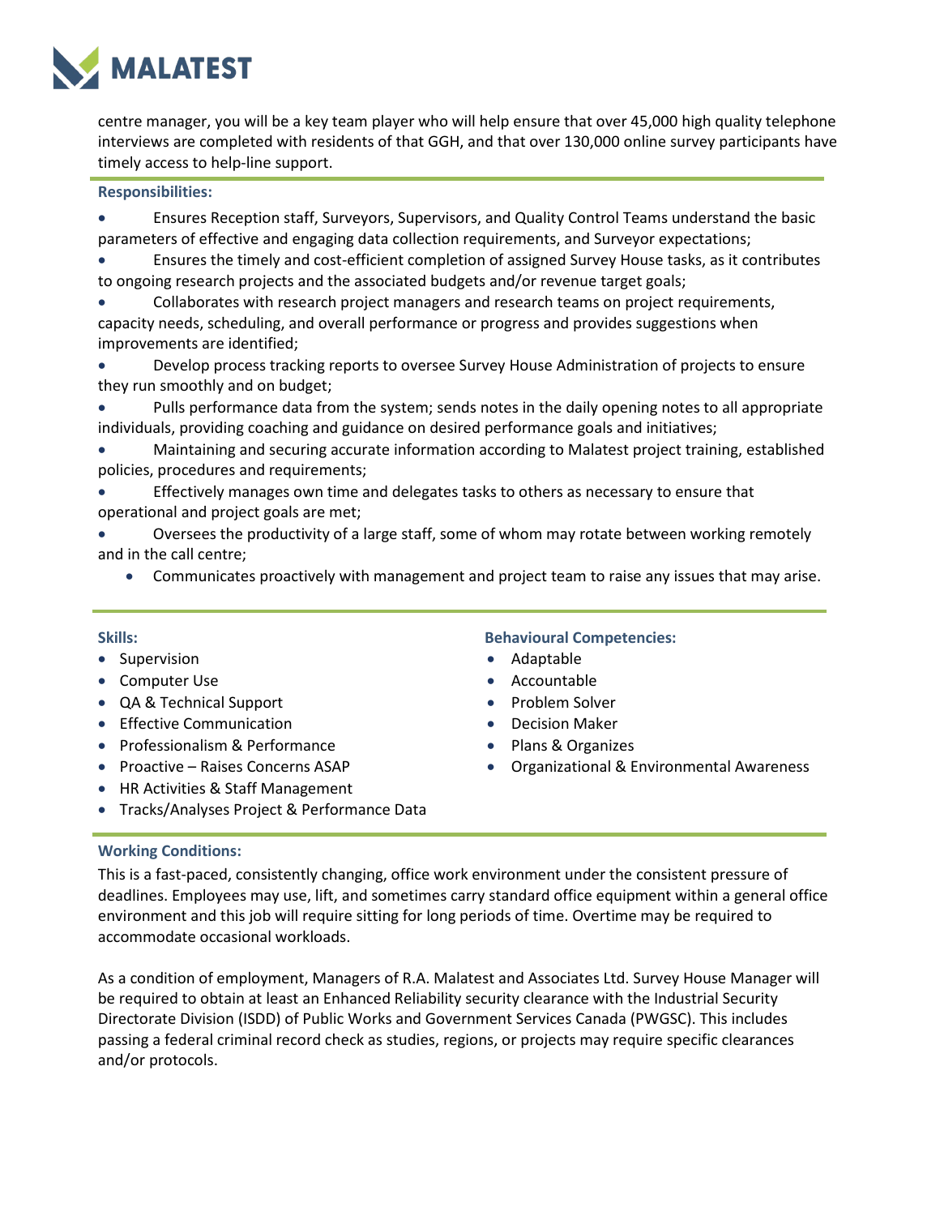centre manager, you will be a key team player who will help ensure that over 45,000 high quality telephone interviews are completed with residents of that GGH, and that over 130,000 online survey participants have timely access to help-line support.

**Responsibilities:**

- Ensures Reception staff, Surveyors, Supervisors, and Quality Control Teams understand the basic parameters of effective and engaging data collection requirements, and Surveyor expectations;
- Ensures the timely and cost-efficient completion of assigned Survey House tasks, as it contributes to ongoing research projects and the associated budgets and/or revenue target goals;
- Collaborates with research project managers and research teams on project requirements, capacity needs, scheduling, and overall performance or progress and provides suggestions when improvements are identified;
- Develop process tracking reports to oversee Survey House Administration of projects to ensure they run smoothly and on budget;
- Pulls performance data from the system; sends notes in the daily opening notes to all appropriate individuals, providing coaching and guidance on desired performance goals and initiatives;
- Maintaining and securing accurate information according to Malatest project training, established policies, procedures and requirements;
- Effectively manages own time and delegates tasks to others as necessary to ensure that operational and project goals are met;
- Oversees the productivity of a large staff, some of whom may rotate between working remotely and in the call centre;
- Communicates proactively with management and project team to raise any issues that may arise.

**Skills:**

- Supervision
- Computer Use
- QA & Technical Support
- Effective Communication
- Professionalism & Performance
- Proactive – Raises Concerns ASAP
- HR Activities & Staff Management
- Tracks/Analyses Project & Performance Data

**Behavioural Competencies:**

- Adaptable
- Accountable
- Problem Solver
- Decision Maker
- Plans & Organizes
- Organizational & Environmental Awareness

**Working Conditions:**

This is a fast-paced, consistently changing, office work environment under the consistent pressure of deadlines. Employees may use, lift, and sometimes carry standard office equipment within a general office environment and this job will require sitting for long periods of time. Overtime may be required to accommodate occasional workloads.

As a condition of employment, Managers of R.A. Malatest and Associates Ltd. Survey House Manager will be required to obtain at least an Enhanced Reliability security clearance with the Industrial Security Directorate Division (ISDD) of Public Works and Government Services Canada (PWGSC). This includes passing a federal criminal record check as studies, regions, or projects may require specific clearances and/or protocols.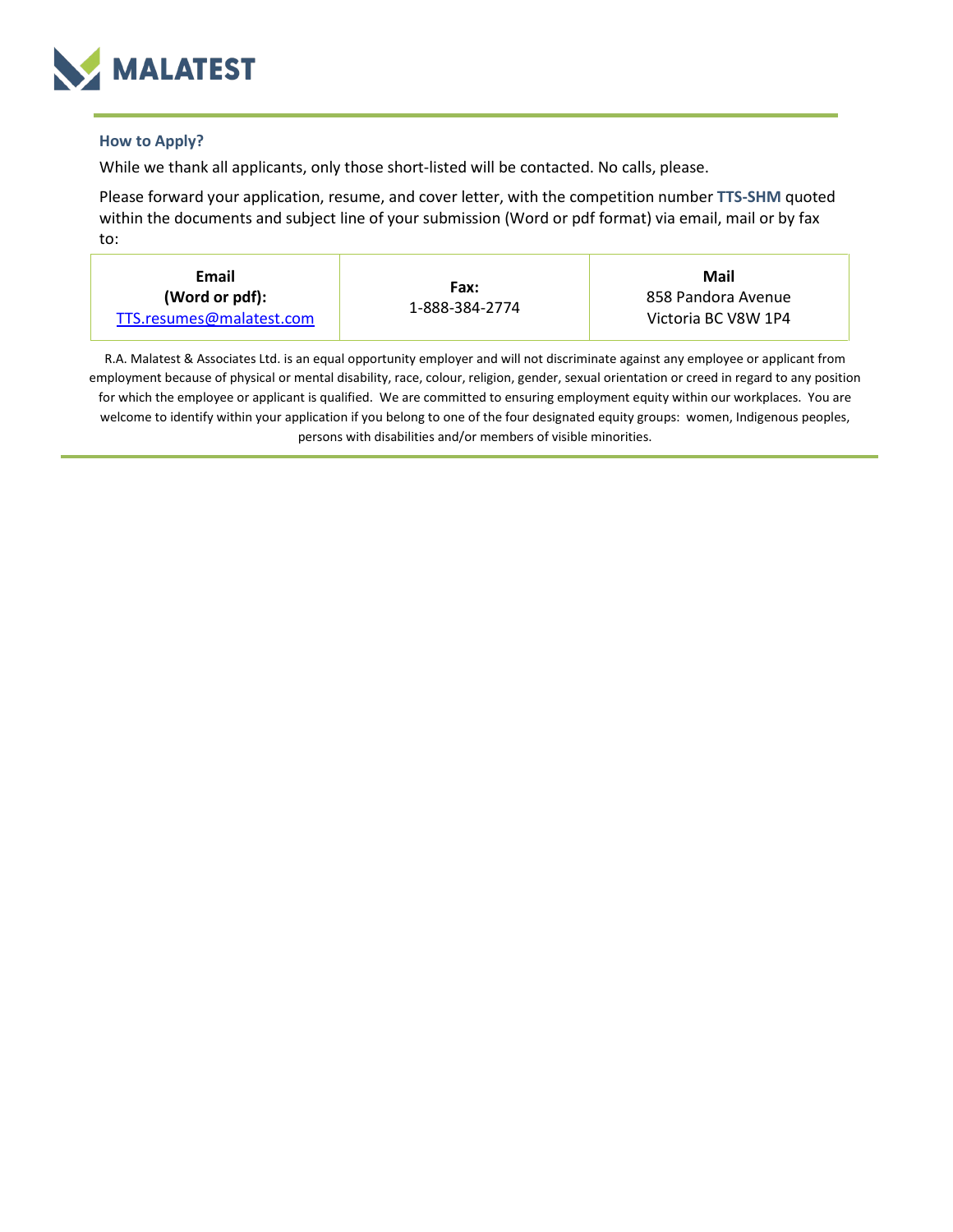### How to Apply?

While we thank all applicants, only those short-listed will be contacted. No calls, please.

Please forward your application, resume, and cover letter, with the competition number **TTS-SHM** quoted within the documents and subject line of your submission (Word or pdf format) via email, mail or by fax to:

| | | |
|---|---|---|
| **Email (Word or pdf):** TTS.resumes@malatest.com | **Fax:** 1-888-384-2774 | **Mail** 858 Pandora Avenue Victoria BC V8W 1P4 |

R.A. Malatest & Associates Ltd. is an equal opportunity employer and will not discriminate against any employee or applicant from employment because of physical or mental disability, race, colour, religion, gender, sexual orientation or creed in regard to any position for which the employee or applicant is qualified. We are committed to ensuring employment equity within our workplaces. You are welcome to identify within your application if you belong to one of the four designated equity groups: women, Indigenous peoples, persons with disabilities and/or members of visible minorities.